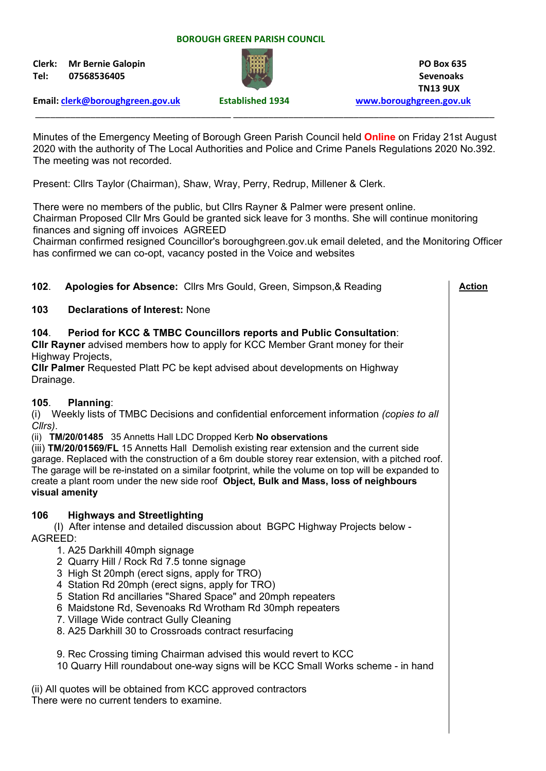**BOROUGH GREEN PARISH COUNCIL**

**Clerk:** Mr Bernie Galopin
**Tel:** 07568536405

PO Box 635
Sevenoaks
TN13 9UX

**Email:** clerk@boroughgreen.gov.uk

**Established 1934**

www.boroughgreen.gov.uk

---

Minutes of the Emergency Meeting of Borough Green Parish Council held **Online** on Friday 21st August 2020 with the authority of The Local Authorities and Police and Crime Panels Regulations 2020 No.392. The meeting was not recorded.

Present: Cllrs Taylor (Chairman), Shaw, Wray, Perry, Redrup, Millener & Clerk.

There were no members of the public, but Cllrs Rayner & Palmer were present online.
Chairman Proposed Cllr Mrs Gould be granted sick leave for 3 months. She will continue monitoring finances and signing off invoices AGREED
Chairman confirmed resigned Councillor's boroughgreen.gov.uk email deleted, and the Monitoring Officer has confirmed we can co-opt, vacancy posted in the Voice and websites

**Action**

**102. Apologies for Absence:** Cllrs Mrs Gould, Green, Simpson,& Reading

**103 Declarations of Interest:** None

**104. Period for KCC & TMBC Councillors reports and Public Consultation:**
**Cllr Rayner** advised members how to apply for KCC Member Grant money for their Highway Projects,
**Cllr Palmer** Requested Platt PC be kept advised about developments on Highway Drainage.

**105. Planning:**
(i) Weekly lists of TMBC Decisions and confidential enforcement information *(copies to all Cllrs)*.
(ii) **TM/20/01485** 35 Annetts Hall LDC Dropped Kerb **No observations**
(iii) **TM/20/01569/FL** 15 Annetts Hall Demolish existing rear extension and the current side garage. Replaced with the construction of a 6m double storey rear extension, with a pitched roof. The garage will be re-instated on a similar footprint, while the volume on top will be expanded to create a plant room under the new side roof **Object, Bulk and Mass, loss of neighbours visual amenity**

**106 Highways and Streetlighting**
(I) After intense and detailed discussion about BGPC Highway Projects below - AGREED:

1. A25 Darkhill 40mph signage
2. Quarry Hill / Rock Rd 7.5 tonne signage
3. High St 20mph (erect signs, apply for TRO)
4. Station Rd 20mph (erect signs, apply for TRO)
5. Station Rd ancillaries "Shared Space" and 20mph repeaters
6. Maidstone Rd, Sevenoaks Rd Wrotham Rd 30mph repeaters
7. Village Wide contract Gully Cleaning
8. A25 Darkhill 30 to Crossroads contract resurfacing

9. Rec Crossing timing Chairman advised this would revert to KCC
10. Quarry Hill roundabout one-way signs will be KCC Small Works scheme - in hand

(ii) All quotes will be obtained from KCC approved contractors
There were no current tenders to examine.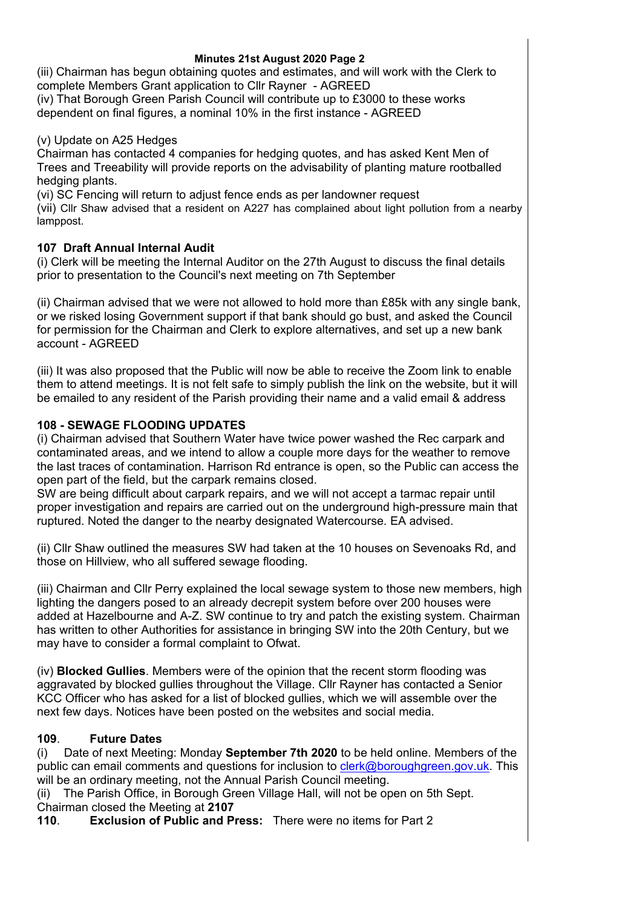**Minutes 21st August 2020 Page 2**

(iii) Chairman has begun obtaining quotes and estimates, and will work with the Clerk to complete Members Grant application to Cllr Rayner - AGREED
(iv) That Borough Green Parish Council will contribute up to £3000 to these works dependent on final figures, a nominal 10% in the first instance - AGREED

(v) Update on A25 Hedges
Chairman has contacted 4 companies for hedging quotes, and has asked Kent Men of Trees and Treeability will provide reports on the advisability of planting mature rootballed hedging plants.
(vi) SC Fencing will return to adjust fence ends as per landowner request
(vii) Cllr Shaw advised that a resident on A227 has complained about light pollution from a nearby lamppost.

**107 Draft Annual Internal Audit**

(i) Clerk will be meeting the Internal Auditor on the 27th August to discuss the final details prior to presentation to the Council's next meeting on 7th September

(ii) Chairman advised that we were not allowed to hold more than £85k with any single bank, or we risked losing Government support if that bank should go bust, and asked the Council for permission for the Chairman and Clerk to explore alternatives, and set up a new bank account - AGREED

(iii) It was also proposed that the Public will now be able to receive the Zoom link to enable them to attend meetings. It is not felt safe to simply publish the link on the website, but it will be emailed to any resident of the Parish providing their name and a valid email & address

**108 - SEWAGE FLOODING UPDATES**

(i) Chairman advised that Southern Water have twice power washed the Rec carpark and contaminated areas, and we intend to allow a couple more days for the weather to remove the last traces of contamination. Harrison Rd entrance is open, so the Public can access the open part of the field, but the carpark remains closed.
SW are being difficult about carpark repairs, and we will not accept a tarmac repair until proper investigation and repairs are carried out on the underground high-pressure main that ruptured. Noted the danger to the nearby designated Watercourse. EA advised.

(ii) Cllr Shaw outlined the measures SW had taken at the 10 houses on Sevenoaks Rd, and those on Hillview, who all suffered sewage flooding.

(iii) Chairman and Cllr Perry explained the local sewage system to those new members, high lighting the dangers posed to an already decrepit system before over 200 houses were added at Hazelbourne and A-Z. SW continue to try and patch the existing system. Chairman has written to other Authorities for assistance in bringing SW into the 20th Century, but we may have to consider a formal complaint to Ofwat.

(iv) **Blocked Gullies**. Members were of the opinion that the recent storm flooding was aggravated by blocked gullies throughout the Village. Cllr Rayner has contacted a Senior KCC Officer who has asked for a list of blocked gullies, which we will assemble over the next few days. Notices have been posted on the websites and social media.

**109. Future Dates**

(i) Date of next Meeting: Monday **September 7th 2020** to be held online. Members of the public can email comments and questions for inclusion to clerk@boroughgreen.gov.uk. This will be an ordinary meeting, not the Annual Parish Council meeting.
(ii) The Parish Office, in Borough Green Village Hall, will not be open on 5th Sept.
Chairman closed the Meeting at **2107**

**110. Exclusion of Public and Press:** There were no items for Part 2